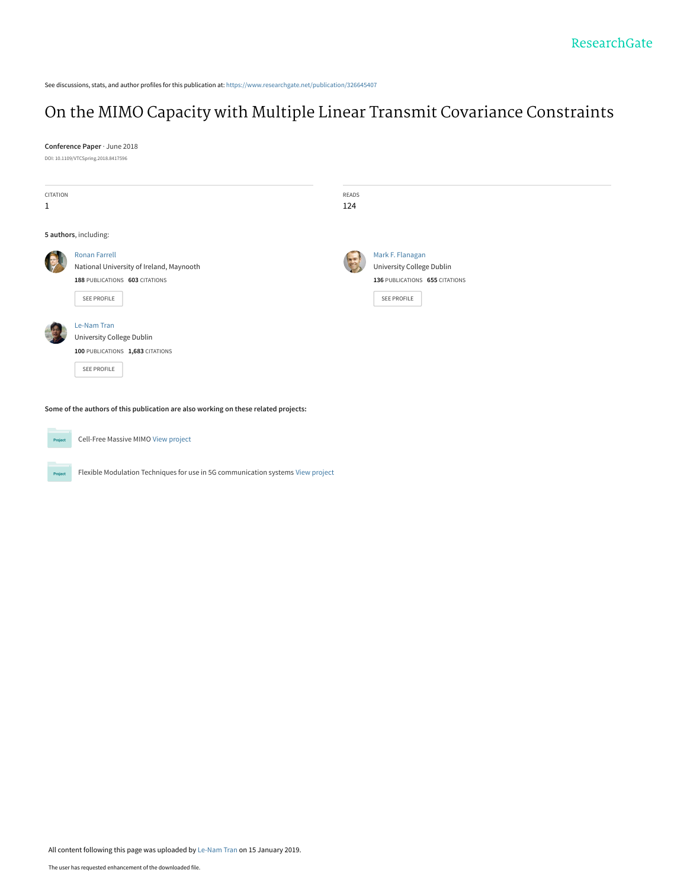See discussions, stats, and author profiles for this publication at: https://www.researchgate.net/publication/326645407

# On the MIMO Capacity with Multiple Linear Transmit Covariance Constraints

**Conference Paper** · June 2018

DOI: 10.1109/VTCSpring.2018.8417596

| CITATION | READS |
| --- | --- |
| 1 | 124 |

**5 authors**, including:

**Ronan Farrell**
National University of Ireland, Maynooth
**188** PUBLICATIONS **603** CITATIONS
SEE PROFILE

**Mark F. Flanagan**
University College Dublin
**136** PUBLICATIONS **655** CITATIONS
SEE PROFILE

**Le-Nam Tran**
University College Dublin
**100** PUBLICATIONS **1,683** CITATIONS
SEE PROFILE

**Some of the authors of this publication are also working on these related projects:**

Cell-Free Massive MIMO View project

Flexible Modulation Techniques for use in 5G communication systems View project

All content following this page was uploaded by Le-Nam Tran on 15 January 2019.

The user has requested enhancement of the downloaded file.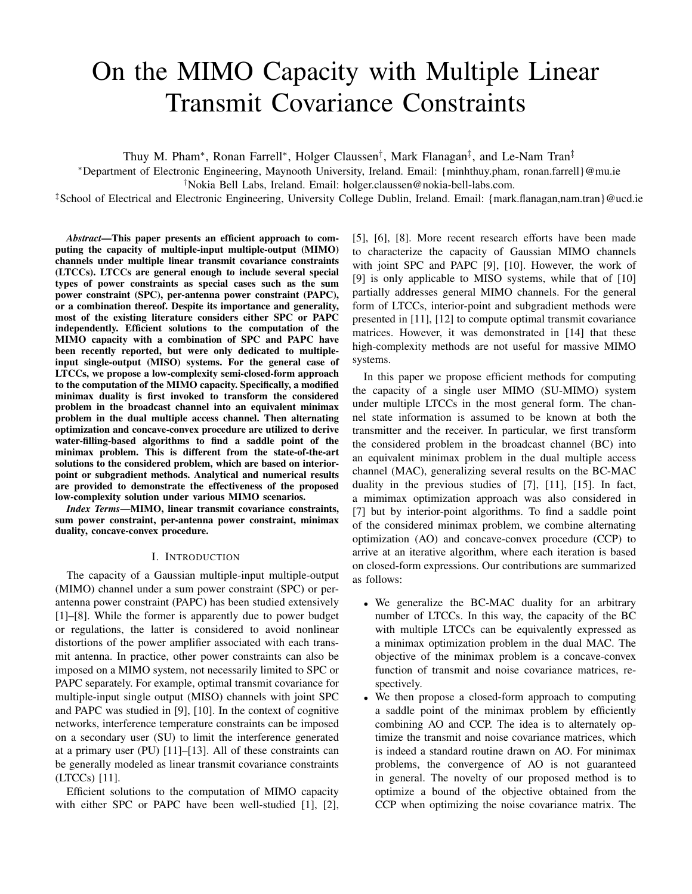# On the MIMO Capacity with Multiple Linear Transmit Covariance Constraints

Thuy M. Pham*, Ronan Farrell*, Holger Claussen†, Mark Flanagan‡, and Le-Nam Tran‡

*Department of Electronic Engineering, Maynooth University, Ireland. Email: {minhthuy.pham, ronan.farrell}@mu.ie

†Nokia Bell Labs, Ireland. Email: holger.claussen@nokia-bell-labs.com.

‡School of Electrical and Electronic Engineering, University College Dublin, Ireland. Email: {mark.flanagan,nam.tran}@ucd.ie

***Abstract*—This paper presents an efficient approach to computing the capacity of multiple-input multiple-output (MIMO) channels under multiple linear transmit covariance constraints (LTCCs). LTCCs are general enough to include several special types of power constraints as special cases such as the sum power constraint (SPC), per-antenna power constraint (PAPC), or a combination thereof. Despite its importance and generality, most of the existing literature considers either SPC or PAPC independently. Efficient solutions to the computation of the MIMO capacity with a combination of SPC and PAPC have been recently reported, but were only dedicated to multiple-input single-output (MISO) systems. For the general case of LTCCs, we propose a low-complexity semi-closed-form approach to the computation of the MIMO capacity. Specifically, a modified minimax duality is first invoked to transform the considered problem in the broadcast channel into an equivalent minimax problem in the dual multiple access channel. Then alternating optimization and concave-convex procedure are utilized to derive water-filling-based algorithms to find a saddle point of the minimax problem. This is different from the state-of-the-art solutions to the considered problem, which are based on interior-point or subgradient methods. Analytical and numerical results are provided to demonstrate the effectiveness of the proposed low-complexity solution under various MIMO scenarios.**

***Index Terms*—MIMO, linear transmit covariance constraints, sum power constraint, per-antenna power constraint, minimax duality, concave-convex procedure.**

## I. Introduction

The capacity of a Gaussian multiple-input multiple-output (MIMO) channel under a sum power constraint (SPC) or per-antenna power constraint (PAPC) has been studied extensively [1]–[8]. While the former is apparently due to power budget or regulations, the latter is considered to avoid nonlinear distortions of the power amplifier associated with each transmit antenna. In practice, other power constraints can also be imposed on a MIMO system, not necessarily limited to SPC or PAPC separately. For example, optimal transmit covariance for multiple-input single output (MISO) channels with joint SPC and PAPC was studied in [9], [10]. In the context of cognitive networks, interference temperature constraints can be imposed on a secondary user (SU) to limit the interference generated at a primary user (PU) [11]–[13]. All of these constraints can be generally modeled as linear transmit covariance constraints (LTCCs) [11].

Efficient solutions to the computation of MIMO capacity with either SPC or PAPC have been well-studied [1], [2], [5], [6], [8]. More recent research efforts have been made to characterize the capacity of Gaussian MIMO channels with joint SPC and PAPC [9], [10]. However, the work of [9] is only applicable to MISO systems, while that of [10] partially addresses general MIMO channels. For the general form of LTCCs, interior-point and subgradient methods were presented in [11], [12] to compute optimal transmit covariance matrices. However, it was demonstrated in [14] that these high-complexity methods are not useful for massive MIMO systems.

In this paper we propose efficient methods for computing the capacity of a single user MIMO (SU-MIMO) system under multiple LTCCs in the most general form. The channel state information is assumed to be known at both the transmitter and the receiver. In particular, we first transform the considered problem in the broadcast channel (BC) into an equivalent minimax problem in the dual multiple access channel (MAC), generalizing several results on the BC-MAC duality in the previous studies of [7], [11], [15]. In fact, a mimimax optimization approach was also considered in [7] but by interior-point algorithms. To find a saddle point of the considered minimax problem, we combine alternating optimization (AO) and concave-convex procedure (CCP) to arrive at an iterative algorithm, where each iteration is based on closed-form expressions. Our contributions are summarized as follows:

- We generalize the BC-MAC duality for an arbitrary number of LTCCs. In this way, the capacity of the BC with multiple LTCCs can be equivalently expressed as a minimax optimization problem in the dual MAC. The objective of the minimax problem is a concave-convex function of transmit and noise covariance matrices, respectively.
- We then propose a closed-form approach to computing a saddle point of the minimax problem by efficiently combining AO and CCP. The idea is to alternately optimize the transmit and noise covariance matrices, which is indeed a standard routine drawn on AO. For minimax problems, the convergence of AO is not guaranteed in general. The novelty of our proposed method is to optimize a bound of the objective obtained from the CCP when optimizing the noise covariance matrix. The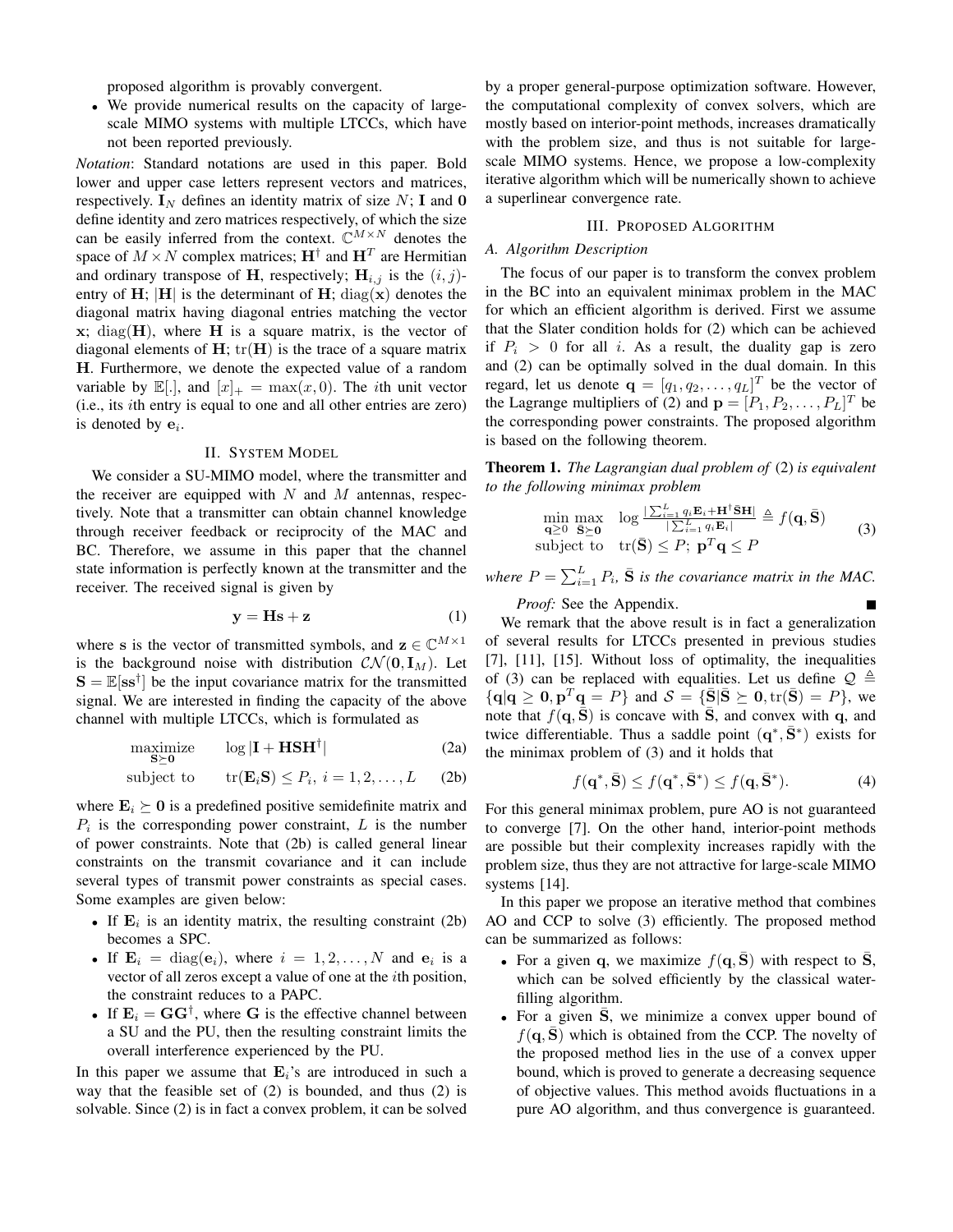proposed algorithm is provably convergent.

- We provide numerical results on the capacity of large-scale MIMO systems with multiple LTCCs, which have not been reported previously.

*Notation*: Standard notations are used in this paper. Bold lower and upper case letters represent vectors and matrices, respectively. $\mathbf{I}_N$ defines an identity matrix of size $N$; $\mathbf{I}$ and $\mathbf{0}$ define identity and zero matrices respectively, of which the size can be easily inferred from the context. $\mathbb{C}^{M\times N}$ denotes the space of $M\times N$ complex matrices; $\mathbf{H}^{\dagger}$ and $\mathbf{H}^{T}$ are Hermitian and ordinary transpose of $\mathbf{H}$, respectively; $\mathbf{H}_{i,j}$ is the $(i,j)$-entry of $\mathbf{H}$; $|\mathbf{H}|$ is the determinant of $\mathbf{H}$; $\operatorname{diag}(\mathbf{x})$ denotes the diagonal matrix having diagonal entries matching the vector $\mathbf{x}$; $\operatorname{diag}(\mathbf{H})$, where $\mathbf{H}$ is a square matrix, is the vector of diagonal elements of $\mathbf{H}$; $\operatorname{tr}(\mathbf{H})$ is the trace of a square matrix $\mathbf{H}$. Furthermore, we denote the expected value of a random variable by $\mathbb{E}[.]$, and $[x]_+ = \max(x,0)$. The $i$th unit vector (i.e., its $i$th entry is equal to one and all other entries are zero) is denoted by $\mathbf{e}_i$.

## II. System Model

We consider a SU-MIMO model, where the transmitter and the receiver are equipped with $N$ and $M$ antennas, respectively. Note that a transmitter can obtain channel knowledge through receiver feedback or reciprocity of the MAC and BC. Therefore, we assume in this paper that the channel state information is perfectly known at the transmitter and the receiver. The received signal is given by

$$\mathbf{y} = \mathbf{H}\mathbf{s} + \mathbf{z} \tag{1}$$

where $\mathbf{s}$ is the vector of transmitted symbols, and $\mathbf{z}\in\mathbb{C}^{M\times 1}$ is the background noise with distribution $\mathcal{CN}(\mathbf{0},\mathbf{I}_M)$. Let $\mathbf{S}=\mathbb{E}[\mathbf{s}\mathbf{s}^{\dagger}]$ be the input covariance matrix for the transmitted signal. We are interested in finding the capacity of the above channel with multiple LTCCs, which is formulated as

$$\underset{\mathbf{S}\succeq\mathbf{0}}{\text{maximize}} \quad \log|\mathbf{I}+\mathbf{H}\mathbf{S}\mathbf{H}^{\dagger}| \tag{2a}$$

$$\text{subject to} \quad \operatorname{tr}(\mathbf{E}_i\mathbf{S}) \le P_i,\ i=1,2,\ldots,L \tag{2b}$$

where $\mathbf{E}_i\succeq\mathbf{0}$ is a predefined positive semidefinite matrix and $P_i$ is the corresponding power constraint, $L$ is the number of power constraints. Note that (2b) is called general linear constraints on the transmit covariance and it can include several types of transmit power constraints as special cases. Some examples are given below:

- If $\mathbf{E}_i$ is an identity matrix, the resulting constraint (2b) becomes a SPC.
- If $\mathbf{E}_i=\operatorname{diag}(\mathbf{e}_i)$, where $i=1,2,\ldots,N$ and $\mathbf{e}_i$ is a vector of all zeros except a value of one at the $i$th position, the constraint reduces to a PAPC.
- If $\mathbf{E}_i=\mathbf{G}\mathbf{G}^{\dagger}$, where $\mathbf{G}$ is the effective channel between a SU and the PU, then the resulting constraint limits the overall interference experienced by the PU.

In this paper we assume that $\mathbf{E}_i$'s are introduced in such a way that the feasible set of (2) is bounded, and thus (2) is solvable. Since (2) is in fact a convex problem, it can be solved by a proper general-purpose optimization software. However, the computational complexity of convex solvers, which are mostly based on interior-point methods, increases dramatically with the problem size, and thus is not suitable for large-scale MIMO systems. Hence, we propose a low-complexity iterative algorithm which will be numerically shown to achieve a superlinear convergence rate.

## III. Proposed Algorithm

### A. Algorithm Description

The focus of our paper is to transform the convex problem in the BC into an equivalent minimax problem in the MAC for which an efficient algorithm is derived. First we assume that the Slater condition holds for (2) which can be achieved if $P_i > 0$ for all $i$. As a result, the duality gap is zero and (2) can be optimally solved in the dual domain. In this regard, let us denote $\mathbf{q}=[q_1,q_2,\ldots,q_L]^T$ be the vector of the Lagrange multipliers of (2) and $\mathbf{p}=[P_1,P_2,\ldots,P_L]^T$ be the corresponding power constraints. The proposed algorithm is based on the following theorem.

**Theorem 1.** *The Lagrangian dual problem of* (2) *is equivalent to the following minimax problem*

$$\begin{array}{ll}\underset{\mathbf{q}\ge\mathbf{0}}{\min}\ \underset{\bar{\mathbf{S}}\succeq\mathbf{0}}{\max} & \log\frac{|\sum_{i=1}^{L}q_i\mathbf{E}_i+\mathbf{H}^{\dagger}\bar{\mathbf{S}}\mathbf{H}|}{|\sum_{i=1}^{L}q_i\mathbf{E}_i|} \triangleq f(\mathbf{q},\bar{\mathbf{S}})\\ \text{subject to} & \operatorname{tr}(\bar{\mathbf{S}})\le P;\ \mathbf{p}^T\mathbf{q}\le P\end{array} \tag{3}$$

*where* $P=\sum_{i=1}^{L}P_i$*,* $\bar{\mathbf{S}}$ *is the covariance matrix in the MAC.*

*Proof:* See the Appendix. ∎

We remark that the above result is in fact a generalization of several results for LTCCs presented in previous studies [7], [11], [15]. Without loss of optimality, the inequalities of (3) can be replaced with equalities. Let us define $\mathcal{Q}\triangleq\{\mathbf{q}|\mathbf{q}\ge\mathbf{0},\mathbf{p}^T\mathbf{q}=P\}$ and $\mathcal{S}=\{\bar{\mathbf{S}}|\bar{\mathbf{S}}\succeq\mathbf{0},\operatorname{tr}(\bar{\mathbf{S}})=P\}$, we note that $f(\mathbf{q},\bar{\mathbf{S}})$ is concave with $\bar{\mathbf{S}}$, and convex with $\mathbf{q}$, and twice differentiable. Thus a saddle point $(\mathbf{q}^*,\bar{\mathbf{S}}^*)$ exists for the minimax problem of (3) and it holds that

$$f(\mathbf{q}^*,\bar{\mathbf{S}}) \le f(\mathbf{q}^*,\bar{\mathbf{S}}^*) \le f(\mathbf{q},\bar{\mathbf{S}}^*). \tag{4}$$

For this general minimax problem, pure AO is not guaranteed to converge [7]. On the other hand, interior-point methods are possible but their complexity increases rapidly with the problem size, thus they are not attractive for large-scale MIMO systems [14].

In this paper we propose an iterative method that combines AO and CCP to solve (3) efficiently. The proposed method can be summarized as follows:

- For a given $\mathbf{q}$, we maximize $f(\mathbf{q},\bar{\mathbf{S}})$ with respect to $\bar{\mathbf{S}}$, which can be solved efficiently by the classical water-filling algorithm.
- For a given $\bar{\mathbf{S}}$, we minimize a convex upper bound of $f(\mathbf{q},\bar{\mathbf{S}})$ which is obtained from the CCP. The novelty of the proposed method lies in the use of a convex upper bound, which is proved to generate a decreasing sequence of objective values. This method avoids fluctuations in a pure AO algorithm, and thus convergence is guaranteed.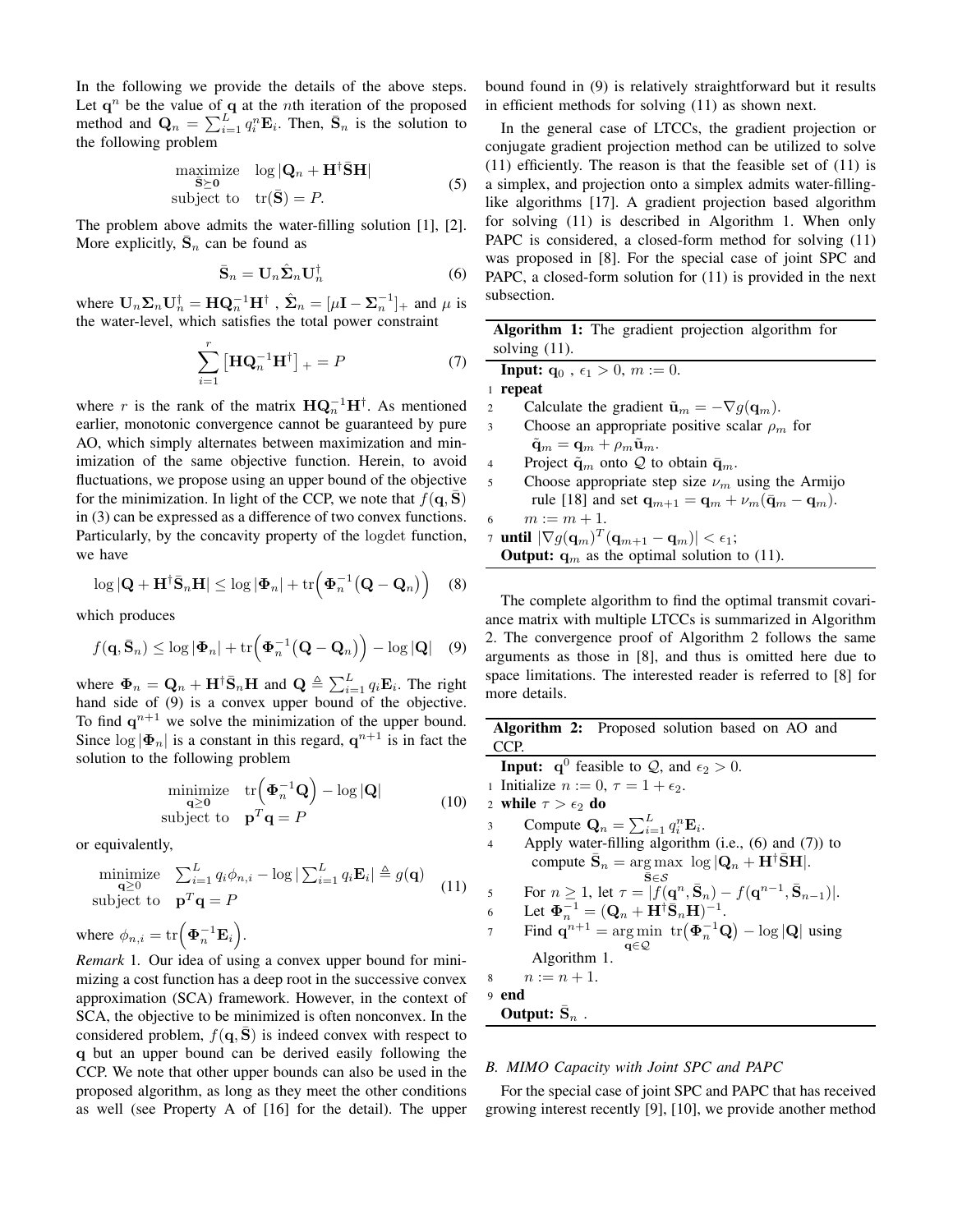In the following we provide the details of the above steps. Let $\mathbf{q}^n$ be the value of $\mathbf{q}$ at the $n$th iteration of the proposed method and $\mathbf{Q}_n = \sum_{i=1}^{L} q_i^n \mathbf{E}_i$. Then, $\bar{\mathbf{S}}_n$ is the solution to the following problem

$$\begin{aligned} \underset{\bar{\mathbf{S}}\succeq \mathbf{0}}{\text{maximize}} \quad & \log|\mathbf{Q}_n + \mathbf{H}^\dagger \bar{\mathbf{S}} \mathbf{H}| \\ \text{subject to} \quad & \text{tr}(\bar{\mathbf{S}}) = P. \end{aligned} \tag{5}$$

The problem above admits the water-filling solution [1], [2]. More explicitly, $\bar{\mathbf{S}}_n$ can be found as

$$\bar{\mathbf{S}}_n = \mathbf{U}_n \hat{\boldsymbol{\Sigma}}_n \mathbf{U}_n^\dagger \tag{6}$$

where $\mathbf{U}_n \boldsymbol{\Sigma}_n \mathbf{U}_n^\dagger = \mathbf{H}\mathbf{Q}_n^{-1}\mathbf{H}^\dagger$ , $\hat{\boldsymbol{\Sigma}}_n = [\mu \mathbf{I} - \boldsymbol{\Sigma}_n^{-1}]_+$ and $\mu$ is the water-level, which satisfies the total power constraint

$$\sum_{i=1}^{r} \left[\mathbf{H}\mathbf{Q}_n^{-1}\mathbf{H}^\dagger\right]_+ = P \tag{7}$$

where $r$ is the rank of the matrix $\mathbf{H}\mathbf{Q}_n^{-1}\mathbf{H}^\dagger$. As mentioned earlier, monotonic convergence cannot be guaranteed by pure AO, which simply alternates between maximization and minimization of the same objective function. Herein, to avoid fluctuations, we propose using an upper bound of the objective for the minimization. In light of the CCP, we note that $f(\mathbf{q}, \bar{\mathbf{S}})$ in (3) can be expressed as a difference of two convex functions. Particularly, by the concavity property of the logdet function, we have

$$\log|\mathbf{Q} + \mathbf{H}^\dagger \bar{\mathbf{S}}_n \mathbf{H}| \leq \log|\boldsymbol{\Phi}_n| + \text{tr}\Big(\boldsymbol{\Phi}_n^{-1}\big(\mathbf{Q} - \mathbf{Q}_n\big)\Big) \tag{8}$$

which produces

$$f(\mathbf{q}, \bar{\mathbf{S}}_n) \leq \log|\boldsymbol{\Phi}_n| + \text{tr}\Big(\boldsymbol{\Phi}_n^{-1}\big(\mathbf{Q} - \mathbf{Q}_n\big)\Big) - \log|\mathbf{Q}| \tag{9}$$

where $\boldsymbol{\Phi}_n = \mathbf{Q}_n + \mathbf{H}^\dagger \bar{\mathbf{S}}_n \mathbf{H}$ and $\mathbf{Q} \triangleq \sum_{i=1}^{L} q_i \mathbf{E}_i$. The right hand side of (9) is a convex upper bound of the objective. To find $\mathbf{q}^{n+1}$ we solve the minimization of the upper bound. Since $\log|\boldsymbol{\Phi}_n|$ is a constant in this regard, $\mathbf{q}^{n+1}$ is in fact the solution to the following problem

$$\begin{aligned} \underset{\mathbf{q}\geq \mathbf{0}}{\text{minimize}} \quad & \text{tr}\Big(\boldsymbol{\Phi}_n^{-1}\mathbf{Q}\Big) - \log|\mathbf{Q}| \\ \text{subject to} \quad & \mathbf{p}^T\mathbf{q} = P \end{aligned} \tag{10}$$

or equivalently,

$$\begin{aligned} \underset{\mathbf{q}\geq \mathbf{0}}{\text{minimize}} \quad & \textstyle\sum_{i=1}^{L} q_i \phi_{n,i} - \log|\sum_{i=1}^{L} q_i \mathbf{E}_i| \triangleq g(\mathbf{q}) \\ \text{subject to} \quad & \mathbf{p}^T\mathbf{q} = P \end{aligned} \tag{11}$$

where $\phi_{n,i} = \text{tr}\Big(\boldsymbol{\Phi}_n^{-1}\mathbf{E}_i\Big)$.

*Remark* 1. Our idea of using a convex upper bound for minimizing a cost function has a deep root in the successive convex approximation (SCA) framework. However, in the context of SCA, the objective to be minimized is often nonconvex. In the considered problem, $f(\mathbf{q}, \bar{\mathbf{S}})$ is indeed convex with respect to $\mathbf{q}$ but an upper bound can be derived easily following the CCP. We note that other upper bounds can also be used in the proposed algorithm, as long as they meet the other conditions as well (see Property A of [16] for the detail). The upper bound found in (9) is relatively straightforward but it results in efficient methods for solving (11) as shown next.

In the general case of LTCCs, the gradient projection or conjugate gradient projection method can be utilized to solve (11) efficiently. The reason is that the feasible set of (11) is a simplex, and projection onto a simplex admits water-filling-like algorithms [17]. A gradient projection based algorithm for solving (11) is described in Algorithm 1. When only PAPC is considered, a closed-form method for solving (11) was proposed in [8]. For the special case of joint SPC and PAPC, a closed-form solution for (11) is provided in the next subsection.

**Algorithm 1:** The gradient projection algorithm for solving (11).

**Input:** $\mathbf{q}_0$ , $\epsilon_1 > 0$, $m := 0$.
1. **repeat**
2. Calculate the gradient $\tilde{\mathbf{u}}_m = -\nabla g(\mathbf{q}_m)$.
3. Choose an appropriate positive scalar $\rho_m$ for $\tilde{\mathbf{q}}_m = \mathbf{q}_m + \rho_m \tilde{\mathbf{u}}_m$.
4. Project $\tilde{\mathbf{q}}_m$ onto $\mathcal{Q}$ to obtain $\bar{\mathbf{q}}_m$.
5. Choose appropriate step size $\nu_m$ using the Armijo rule [18] and set $\mathbf{q}_{m+1} = \mathbf{q}_m + \nu_m(\bar{\mathbf{q}}_m - \mathbf{q}_m)$.
6. $m := m + 1$.
7. **until** $|\nabla g(\mathbf{q}_m)^T(\mathbf{q}_{m+1} - \mathbf{q}_m)| < \epsilon_1$;

**Output:** $\mathbf{q}_m$ as the optimal solution to (11).

The complete algorithm to find the optimal transmit covariance matrix with multiple LTCCs is summarized in Algorithm 2. The convergence proof of Algorithm 2 follows the same arguments as those in [8], and thus is omitted here due to space limitations. The interested reader is referred to [8] for more details.

**Algorithm 2:** Proposed solution based on AO and CCP.

**Input:** $\mathbf{q}^0$ feasible to $\mathcal{Q}$, and $\epsilon_2 > 0$.
1. Initialize $n := 0$, $\tau = 1 + \epsilon_2$.
2. **while** $\tau > \epsilon_2$ **do**
3. Compute $\mathbf{Q}_n = \sum_{i=1}^{L} q_i^n \mathbf{E}_i$.
4. Apply water-filling algorithm (i.e., (6) and (7)) to compute $\bar{\mathbf{S}}_n = \underset{\bar{\mathbf{S}}\in\mathcal{S}}{\arg\max}\ \log|\mathbf{Q}_n + \mathbf{H}^\dagger \bar{\mathbf{S}} \mathbf{H}|$.
5. For $n \geq 1$, let $\tau = |f(\mathbf{q}^n, \bar{\mathbf{S}}_n) - f(\mathbf{q}^{n-1}, \bar{\mathbf{S}}_{n-1})|$.
6. Let $\boldsymbol{\Phi}_n^{-1} = (\mathbf{Q}_n + \mathbf{H}^\dagger \bar{\mathbf{S}}_n \mathbf{H})^{-1}$.
7. Find $\mathbf{q}^{n+1} = \underset{\mathbf{q}\in\mathcal{Q}}{\arg\min}\ \text{tr}\big(\boldsymbol{\Phi}_n^{-1}\mathbf{Q}\big) - \log|\mathbf{Q}|$ using Algorithm 1.
8. $n := n + 1$.
9. **end**

**Output:** $\bar{\mathbf{S}}_n$ .

### B. MIMO Capacity with Joint SPC and PAPC

For the special case of joint SPC and PAPC that has received growing interest recently [9], [10], we provide another method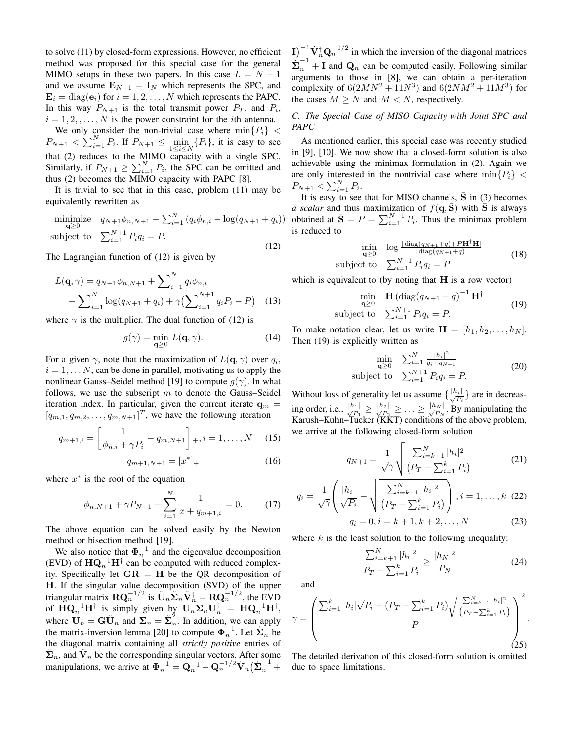to solve (11) by closed-form expressions. However, no efficient method was proposed for this special case for the general MIMO setups in these two papers. In this case $L = N+1$ and we assume $\mathbf{E}_{N+1} = \mathbf{I}_N$ which represents the SPC, and $\mathbf{E}_i = \mathrm{diag}(\mathbf{e}_i)$ for $i = 1, 2, \ldots, N$ which represents the PAPC. In this way $P_{N+1}$ is the total transmit power $P_T$, and $P_i$, $i = 1, 2, \ldots, N$ is the power constraint for the $i$th antenna.

We only consider the non-trivial case where $\min\{P_i\} < P_{N+1} < \sum_{i=1}^{N} P_i$. If $P_{N+1} \leq \min_{1\leq i\leq N}\{P_i\}$, it is easy to see that (2) reduces to the MIMO capacity with a single SPC. Similarly, if $P_{N+1} \geq \sum_{i=1}^{N} P_i$, the SPC can be omitted and thus (2) becomes the MIMO capacity with PAPC [8].

It is trivial to see that in this case, problem (11) may be equivalently rewritten as

$$\begin{array}{ll} \underset{\mathbf{q}\geq 0}{\text{minimize}} & q_{N+1}\phi_{n,N+1} + \sum_{i=1}^{N}\left(q_i\phi_{n,i} - \log(q_{N+1}+q_i)\right) \\ \text{subject to} & \sum_{i=1}^{N+1} P_i q_i = P. \end{array} \tag{12}$$

The Lagrangian function of (12) is given by

$$\begin{aligned} L(\mathbf{q},\gamma) &= q_{N+1}\phi_{n,N+1} + \sum_{i=1}^{N} q_i\phi_{n,i} \\ &\quad - \sum_{i=1}^{N}\log(q_{N+1}+q_i) + \gamma\Big(\sum_{i=1}^{N+1} q_i P_i - P\Big) \end{aligned} \tag{13}$$

where $\gamma$ is the multiplier. The dual function of (12) is

$$g(\gamma) = \min_{\mathbf{q}\geq 0} L(\mathbf{q},\gamma). \tag{14}$$

For a given $\gamma$, note that the maximization of $L(\mathbf{q},\gamma)$ over $q_i$, $i = 1, \ldots N$, can be done in parallel, motivating us to apply the nonlinear Gauss–Seidel method [19] to compute $g(\gamma)$. In what follows, we use the subscript $m$ to denote the Gauss–Seidel iteration index. In particular, given the current iterate $\mathbf{q}_m = [q_{m,1}, q_{m,2}, \ldots, q_{m,N+1}]^T$, we have the following iteration

$$q_{m+1,i} = \left[\frac{1}{\phi_{n,i} + \gamma P_i} - q_{m,N+1}\right]_+, i = 1, \ldots, N \tag{15}$$

$$q_{m+1,N+1} = [x^*]_+ \tag{16}$$

where $x^*$ is the root of the equation

$$\phi_{n,N+1} + \gamma P_{N+1} - \sum_{i=1}^{N}\frac{1}{x + q_{m+1,i}} = 0. \tag{17}$$

The above equation can be solved easily by the Newton method or bisection method [19].

We also notice that $\mathbf{\Phi}_n^{-1}$ and the eigenvalue decomposition (EVD) of $\mathbf{H}\mathbf{Q}_n^{-1}\mathbf{H}^\dagger$ can be computed with reduced complexity. Specifically let $\mathbf{G}\mathbf{R} = \mathbf{H}$ be the QR decomposition of $\mathbf{H}$. If the singular value decomposition (SVD) of the upper triangular matrix $\mathbf{R}\mathbf{Q}_n^{-1/2}$ is $\tilde{\mathbf{U}}_n\tilde{\mathbf{\Sigma}}_n\tilde{\mathbf{V}}_n^\dagger = \mathbf{R}\mathbf{Q}_n^{-1/2}$, the EVD of $\mathbf{H}\mathbf{Q}_n^{-1}\mathbf{H}^\dagger$ is simply given by $\mathbf{U}_n\mathbf{\Sigma}_n\mathbf{U}_n^\dagger = \mathbf{H}\mathbf{Q}_n^{-1}\mathbf{H}^\dagger$, where $\mathbf{U}_n = \mathbf{G}\tilde{\mathbf{U}}_n$ and $\mathbf{\Sigma}_n = \tilde{\mathbf{\Sigma}}_n^2$. In addition, we can apply the matrix-inversion lemma [20] to compute $\mathbf{\Phi}_n^{-1}$. Let $\dot{\mathbf{\Sigma}}_n$ be the diagonal matrix containing all *strictly positive* entries of $\tilde{\mathbf{\Sigma}}_n$, and $\dot{\mathbf{V}}_n$ be the corresponding singular vectors. After some manipulations, we arrive at $\mathbf{\Phi}_n^{-1} = \mathbf{Q}_n^{-1} - \mathbf{Q}_n^{-1/2}\dot{\mathbf{V}}_n\big(\dot{\mathbf{\Sigma}}_n^{-1} + \mathbf{I}\big)^{-1}\dot{\mathbf{V}}_n^\dagger\mathbf{Q}_n^{-1/2}$ in which the inversion of the diagonal matrices $\dot{\mathbf{\Sigma}}_n^{-1} + \mathbf{I}$ and $\mathbf{Q}_n$ can be computed easily. Following similar arguments to those in [8], we can obtain a per-iteration complexity of $6(2MN^2 + 11N^3)$ and $6(2NM^2 + 11M^3)$ for the cases $M \geq N$ and $M < N$, respectively.

### C. The Special Case of MISO Capacity with Joint SPC and PAPC

As mentioned earlier, this special case was recently studied in [9], [10]. We now show that a closed-form solution is also achievable using the minimax formulation in (2). Again we are only interested in the nontrivial case where $\min\{P_i\} < P_{N+1} < \sum_{i=1}^{N} P_i$.

It is easy to see that for MISO channels, $\bar{\mathbf{S}}$ in (3) becomes *a scalar* and thus maximization of $f(\mathbf{q},\bar{\mathbf{S}})$ with $\bar{\mathbf{S}}$ is always obtained at $\bar{\mathbf{S}} = P = \sum_{i=1}^{N+1} P_i$. Thus the minimax problem is reduced to

$$\begin{array}{ll} \underset{\mathbf{q}\geq 0}{\min} & \log\frac{|\,\mathrm{diag}(q_{N+1}+q) + P\mathbf{H}^\dagger\mathbf{H}|}{|\,\mathrm{diag}(q_{N+1}+q)|} \\ \text{subject to} & \sum_{i=1}^{N+1} P_i q_i = P \end{array} \tag{18}$$

which is equivalent to (by noting that $\mathbf{H}$ is a row vector)

$$\begin{array}{ll} \underset{\mathbf{q}\geq 0}{\min} & \mathbf{H}\left(\mathrm{diag}(q_{N+1}+q)\right)^{-1}\mathbf{H}^\dagger \\ \text{subject to} & \sum_{i=1}^{N+1} P_i q_i = P. \end{array} \tag{19}$$

To make notation clear, let us write $\mathbf{H} = [h_1, h_2, \ldots, h_N]$. Then (19) is explicitly written as

$$\begin{array}{ll} \underset{\mathbf{q}\geq 0}{\min} & \sum_{i=1}^{N}\frac{|h_i|^2}{q_i + q_{N+1}} \\ \text{subject to} & \sum_{i=1}^{N+1} P_i q_i = P. \end{array} \tag{20}$$

Without loss of generality let us assume $\{\frac{|h_i|}{\sqrt{P_i}}\}$ are in decreasing order, i.e., $\frac{|h_1|}{\sqrt{P_1}} \geq \frac{|h_2|}{\sqrt{P_2}} \geq \ldots \geq \frac{|h_N|}{\sqrt{P_N}}$. By manipulating the Karush–Kuhn–Tucker (KKT) conditions of the above problem, we arrive at the following closed-form solution

$$q_{N+1} = \frac{1}{\sqrt{\gamma}}\sqrt{\frac{\sum_{i=k+1}^{N}|h_i|^2}{\left(P_T - \sum_{i=1}^{k} P_i\right)}} \tag{21}$$

$$q_i = \frac{1}{\sqrt{\gamma}}\left(\frac{|h_i|}{\sqrt{P_i}} - \sqrt{\frac{\sum_{i=k+1}^{N}|h_i|^2}{\left(P_T - \sum_{i=1}^{k} P_i\right)}}\right), i = 1, \ldots, k \tag{22}$$

$$q_i = 0, i = k+1, k+2, \ldots, N \tag{23}$$

where $k$ is the least solution to the following inequality:

$$\frac{\sum_{i=k+1}^{N}|h_i|^2}{P_T - \sum_{i=1}^{k} P_i} \geq \frac{|h_N|^2}{P_N} \tag{24}$$

and

$$\gamma = \left(\frac{\sum_{i=1}^{k}|h_i|\sqrt{P_i} + (P_T - \sum_{i=1}^{k} P_i)\sqrt{\frac{\sum_{i=k+1}^{N}|h_i|^2}{\left(P_T - \sum_{i=1}^{k} P_i\right)}}}{P}\right)^2. \tag{25}$$

The detailed derivation of this closed-form solution is omitted due to space limitations.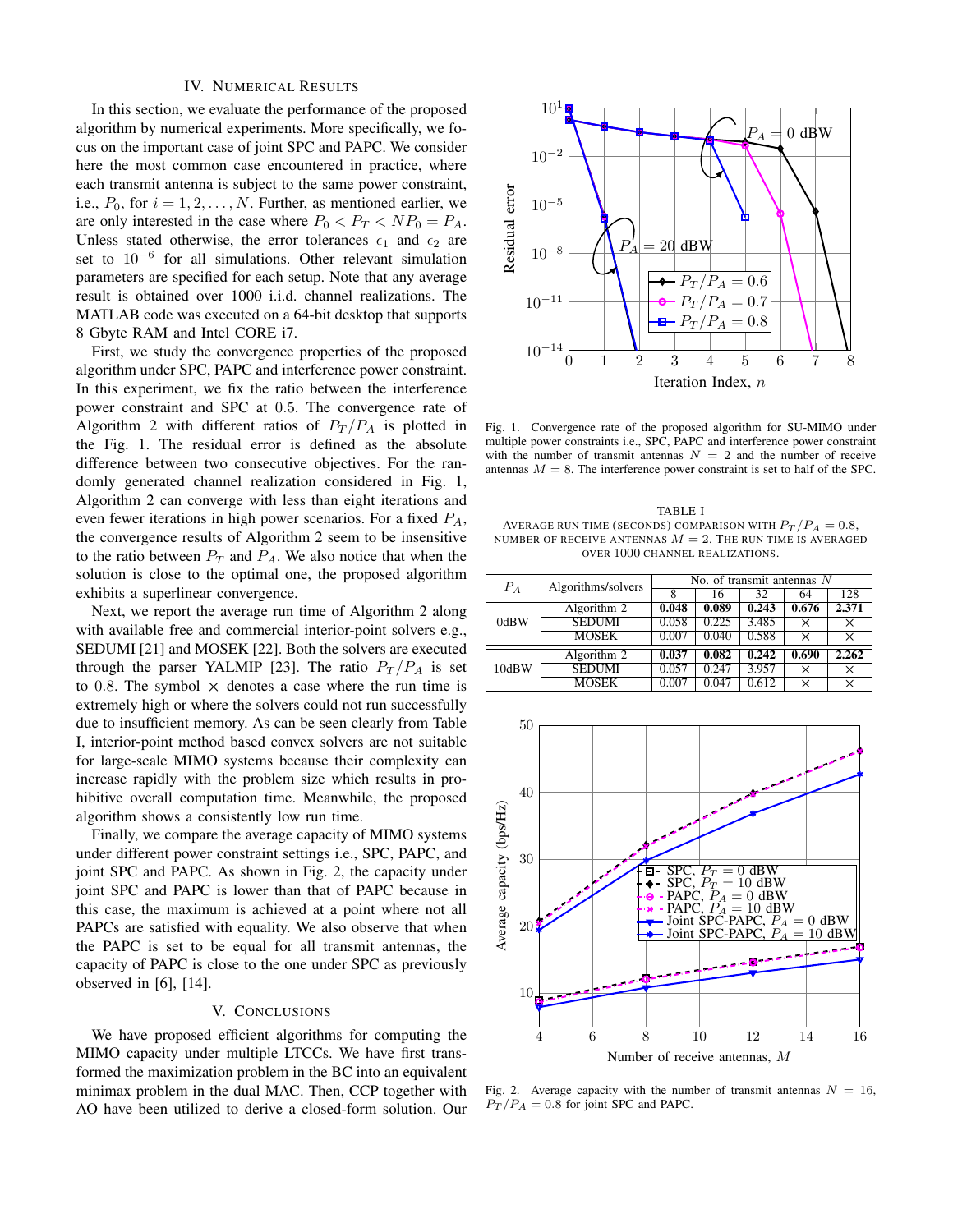## IV. Numerical Results

In this section, we evaluate the performance of the proposed algorithm by numerical experiments. More specifically, we focus on the important case of joint SPC and PAPC. We consider here the most common case encountered in practice, where each transmit antenna is subject to the same power constraint, i.e., $P_0$, for $i = 1, 2, \ldots, N$. Further, as mentioned earlier, we are only interested in the case where $P_0 < P_T < NP_0 = P_A$. Unless stated otherwise, the error tolerances $\epsilon_1$ and $\epsilon_2$ are set to $10^{-6}$ for all simulations. Other relevant simulation parameters are specified for each setup. Note that any average result is obtained over 1000 i.i.d. channel realizations. The MATLAB code was executed on a 64-bit desktop that supports 8 Gbyte RAM and Intel CORE i7.

First, we study the convergence properties of the proposed algorithm under SPC, PAPC and interference power constraint. In this experiment, we fix the ratio between the interference power constraint and SPC at 0.5. The convergence rate of Algorithm 2 with different ratios of $P_T/P_A$ is plotted in the Fig. 1. The residual error is defined as the absolute difference between two consecutive objectives. For the randomly generated channel realization considered in Fig. 1, Algorithm 2 can converge with less than eight iterations and even fewer iterations in high power scenarios. For a fixed $P_A$, the convergence results of Algorithm 2 seem to be insensitive to the ratio between $P_T$ and $P_A$. We also notice that when the solution is close to the optimal one, the proposed algorithm exhibits a superlinear convergence.

Next, we report the average run time of Algorithm 2 along with available free and commercial interior-point solvers e.g., SEDUMI [21] and MOSEK [22]. Both the solvers are executed through the parser YALMIP [23]. The ratio $P_T/P_A$ is set to 0.8. The symbol $\times$ denotes a case where the run time is extremely high or where the solvers could not run successfully due to insufficient memory. As can be seen clearly from Table I, interior-point method based convex solvers are not suitable for large-scale MIMO systems because their complexity can increase rapidly with the problem size which results in prohibitive overall computation time. Meanwhile, the proposed algorithm shows a consistently low run time.

Finally, we compare the average capacity of MIMO systems under different power constraint settings i.e., SPC, PAPC, and joint SPC and PAPC. As shown in Fig. 2, the capacity under joint SPC and PAPC is lower than that of PAPC because in this case, the maximum is achieved at a point where not all PAPCs are satisfied with equality. We also observe that when the PAPC is set to be equal for all transmit antennas, the capacity of PAPC is close to the one under SPC as previously observed in [6], [14].

## V. Conclusions

We have proposed efficient algorithms for computing the MIMO capacity under multiple LTCCs. We have first transformed the maximization problem in the BC into an equivalent minimax problem in the dual MAC. Then, CCP together with AO have been utilized to derive a closed-form solution. Our

Fig. 1. Convergence rate of the proposed algorithm for SU-MIMO under multiple power constraints i.e., SPC, PAPC and interference power constraint with the number of transmit antennas $N = 2$ and the number of receive antennas $M = 8$. The interference power constraint is set to half of the SPC.

TABLE I
Average run time (seconds) comparison with $P_T/P_A = 0.8$, number of receive antennas $M = 2$. The run time is averaged over 1000 channel realizations.

| $P_A$ | Algorithms/solvers | No. of transmit antennas $N$ | | | | |
|---|---|---|---|---|---|---|
| | | 8 | 16 | 32 | 64 | 128 |
| 0dBW | Algorithm 2 | **0.048** | **0.089** | **0.243** | **0.676** | **2.371** |
| | SEDUMI | 0.058 | 0.225 | 3.485 | $\times$ | $\times$ |
| | MOSEK | 0.007 | 0.040 | 0.588 | $\times$ | $\times$ |
| 10dBW | Algorithm 2 | **0.037** | **0.082** | **0.242** | **0.690** | **2.262** |
| | SEDUMI | 0.057 | 0.247 | 3.957 | $\times$ | $\times$ |
| | MOSEK | 0.007 | 0.047 | 0.612 | $\times$ | $\times$ |

Fig. 2. Average capacity with the number of transmit antennas $N = 16$, $P_T/P_A = 0.8$ for joint SPC and PAPC.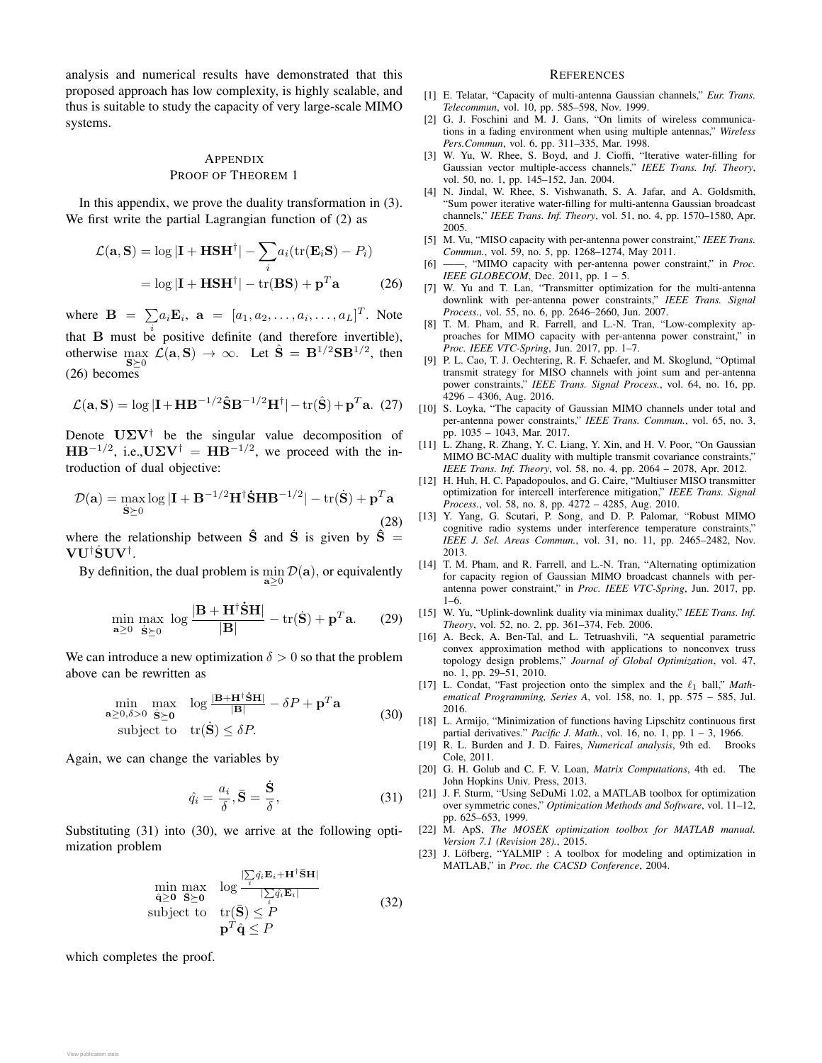analysis and numerical results have demonstrated that this proposed approach has low complexity, is highly scalable, and thus is suitable to study the capacity of very large-scale MIMO systems.

## Appendix
## Proof of Theorem 1

In this appendix, we prove the duality transformation in (3). We first write the partial Lagrangian function of (2) as

$$\begin{aligned}\mathcal{L}(\mathbf{a},\mathbf{S}) &= \log|\mathbf{I}+\mathbf{H}\mathbf{S}\mathbf{H}^{\dagger}| - \sum_i a_i(\mathrm{tr}(\mathbf{E}_i\mathbf{S}) - P_i) \\ &= \log|\mathbf{I}+\mathbf{H}\mathbf{S}\mathbf{H}^{\dagger}| - \mathrm{tr}(\mathbf{B}\mathbf{S}) + \mathbf{p}^T\mathbf{a} \end{aligned} \tag{26}$$

where $\mathbf{B} = \sum_i a_i\mathbf{E}_i$, $\mathbf{a} = [a_1, a_2, \ldots, a_i, \ldots, a_L]^T$. Note that $\mathbf{B}$ must be positive definite (and therefore invertible), otherwise $\max_{\mathbf{S}\succeq 0} \mathcal{L}(\mathbf{a},\mathbf{S}) \to \infty$. Let $\hat{\mathbf{S}} = \mathbf{B}^{1/2}\mathbf{S}\mathbf{B}^{1/2}$, then (26) becomes

$$\mathcal{L}(\mathbf{a},\mathbf{S}) = \log|\mathbf{I}+\mathbf{H}\mathbf{B}^{-1/2}\hat{\mathbf{S}}\mathbf{B}^{-1/2}\mathbf{H}^{\dagger}| - \mathrm{tr}(\hat{\mathbf{S}}) + \mathbf{p}^T\mathbf{a}. \tag{27}$$

Denote $\mathbf{U}\mathbf{\Sigma}\mathbf{V}^{\dagger}$ be the singular value decomposition of $\mathbf{H}\mathbf{B}^{-1/2}$, i.e., $\mathbf{U}\mathbf{\Sigma}\mathbf{V}^{\dagger} = \mathbf{H}\mathbf{B}^{-1/2}$, we proceed with the introduction of dual objective:

$$\mathcal{D}(\mathbf{a}) = \max_{\dot{\mathbf{S}}\succeq 0} \log|\mathbf{I}+\mathbf{B}^{-1/2}\mathbf{H}^{\dagger}\dot{\mathbf{S}}\mathbf{H}\mathbf{B}^{-1/2}| - \mathrm{tr}(\dot{\mathbf{S}}) + \mathbf{p}^T\mathbf{a} \tag{28}$$

where the relationship between $\hat{\mathbf{S}}$ and $\dot{\mathbf{S}}$ is given by $\hat{\mathbf{S}} = \mathbf{V}\mathbf{U}^{\dagger}\dot{\mathbf{S}}\mathbf{U}\mathbf{V}^{\dagger}$.

By definition, the dual problem is $\min_{\mathbf{a}\geq 0} \mathcal{D}(\mathbf{a})$, or equivalently

$$\min_{\mathbf{a}\geq 0} \max_{\dot{\mathbf{S}}\succeq 0} \log\frac{|\mathbf{B}+\mathbf{H}^{\dagger}\dot{\mathbf{S}}\mathbf{H}|}{|\mathbf{B}|} - \mathrm{tr}(\dot{\mathbf{S}}) + \mathbf{p}^T\mathbf{a}. \tag{29}$$

We can introduce a new optimization $\delta > 0$ so that the problem above can be rewritten as

$$\begin{aligned}\min_{\mathbf{a}\geq 0,\delta>0} \max_{\dot{\mathbf{S}}\succeq \mathbf{0}} \quad & \log\tfrac{|\mathbf{B}+\mathbf{H}^{\dagger}\dot{\mathbf{S}}\mathbf{H}|}{|\mathbf{B}|} - \delta P + \mathbf{p}^T\mathbf{a} \\ \text{subject to} \quad & \mathrm{tr}(\dot{\mathbf{S}}) \leq \delta P. \end{aligned} \tag{30}$$

Again, we can change the variables by

$$\hat{q}_i = \frac{a_i}{\delta}, \bar{\mathbf{S}} = \frac{\dot{\mathbf{S}}}{\delta}, \tag{31}$$

Substituting (31) into (30), we arrive at the following optimization problem

$$\begin{aligned}\min_{\hat{\mathbf{q}}\geq \mathbf{0}} \max_{\bar{\mathbf{S}}\succeq \mathbf{0}} \quad & \log\frac{|\sum_i \hat{q}_i\mathbf{E}_i + \mathbf{H}^{\dagger}\bar{\mathbf{S}}\mathbf{H}|}{|\sum_i \hat{q}_i\mathbf{E}_i|} \\ \text{subject to} \quad & \mathrm{tr}(\bar{\mathbf{S}}) \leq P \\ & \mathbf{p}^T\hat{\mathbf{q}} \leq P \end{aligned} \tag{32}$$

which completes the proof.

## References

[1] E. Telatar, "Capacity of multi-antenna Gaussian channels," *Eur. Trans. Telecommun*, vol. 10, pp. 585–598, Nov. 1999.

[2] G. J. Foschini and M. J. Gans, "On limits of wireless communications in a fading environment when using multiple antennas," *Wireless Pers.Commun*, vol. 6, pp. 311–335, Mar. 1998.

[3] W. Yu, W. Rhee, S. Boyd, and J. Cioffi, "Iterative water-filling for Gaussian vector multiple-access channels," *IEEE Trans. Inf. Theory*, vol. 50, no. 1, pp. 145–152, Jan. 2004.

[4] N. Jindal, W. Rhee, S. Vishwanath, S. A. Jafar, and A. Goldsmith, "Sum power iterative water-filling for multi-antenna Gaussian broadcast channels," *IEEE Trans. Inf. Theory*, vol. 51, no. 4, pp. 1570–1580, Apr. 2005.

[5] M. Vu, "MISO capacity with per-antenna power constraint," *IEEE Trans. Commun.*, vol. 59, no. 5, pp. 1268–1274, May 2011.

[6] ——, "MIMO capacity with per-antenna power constraint," in *Proc. IEEE GLOBECOM*, Dec. 2011, pp. 1 – 5.

[7] W. Yu and T. Lan, "Transmitter optimization for the multi-antenna downlink with per-antenna power constraints," *IEEE Trans. Signal Process.*, vol. 55, no. 6, pp. 2646–2660, Jun. 2007.

[8] T. M. Pham, and R. Farrell, and L.-N. Tran, "Low-complexity approaches for MIMO capacity with per-antenna power constraint," in *Proc. IEEE VTC-Spring*, Jun. 2017, pp. 1–7.

[9] P. L. Cao, T. J. Oechtering, R. F. Schaefer, and M. Skoglund, "Optimal transmit strategy for MISO channels with joint sum and per-antenna power constraints," *IEEE Trans. Signal Process.*, vol. 64, no. 16, pp. 4296 – 4306, Aug. 2016.

[10] S. Loyka, "The capacity of Gaussian MIMO channels under total and per-antenna power constraints," *IEEE Trans. Commun.*, vol. 65, no. 3, pp. 1035 – 1043, Mar. 2017.

[11] L. Zhang, R. Zhang, Y. C. Liang, Y. Xin, and H. V. Poor, "On Gaussian MIMO BC-MAC duality with multiple transmit covariance constraints," *IEEE Trans. Inf. Theory*, vol. 58, no. 4, pp. 2064 – 2078, Apr. 2012.

[12] H. Huh, H. C. Papadopoulos, and G. Caire, "Multiuser MISO transmitter optimization for intercell interference mitigation," *IEEE Trans. Signal Process.*, vol. 58, no. 8, pp. 4272 – 4285, Aug. 2010.

[13] Y. Yang, G. Scutari, P. Song, and D. P. Palomar, "Robust MIMO cognitive radio systems under interference temperature constraints," *IEEE J. Sel. Areas Commun.*, vol. 31, no. 11, pp. 2465–2482, Nov. 2013.

[14] T. M. Pham, and R. Farrell, and L.-N. Tran, "Alternating optimization for capacity region of Gaussian MIMO broadcast channels with per-antenna power constraint," in *Proc. IEEE VTC-Spring*, Jun. 2017, pp. 1–6.

[15] W. Yu, "Uplink-downlink duality via minimax duality," *IEEE Trans. Inf. Theory*, vol. 52, no. 2, pp. 361–374, Feb. 2006.

[16] A. Beck, A. Ben-Tal, and L. Tetruashvili, "A sequential parametric convex approximation method with applications to nonconvex truss topology design problems," *Journal of Global Optimization*, vol. 47, no. 1, pp. 29–51, 2010.

[17] L. Condat, "Fast projection onto the simplex and the $\ell_1$ ball," *Mathematical Programming, Series A*, vol. 158, no. 1, pp. 575 – 585, Jul. 2016.

[18] L. Armijo, "Minimization of functions having Lipschitz continuous first partial derivatives." *Pacific J. Math.*, vol. 16, no. 1, pp. 1 – 3, 1966.

[19] R. L. Burden and J. D. Faires, *Numerical analysis*, 9th ed. Brooks Cole, 2011.

[20] G. H. Golub and C. F. V. Loan, *Matrix Computations*, 4th ed. The John Hopkins Univ. Press, 2013.

[21] J. F. Sturm, "Using SeDuMi 1.02, a MATLAB toolbox for optimization over symmetric cones," *Optimization Methods and Software*, vol. 11–12, pp. 625–653, 1999.

[22] M. ApS, *The MOSEK optimization toolbox for MATLAB manual. Version 7.1 (Revision 28).*, 2015.

[23] J. Löfberg, "YALMIP : A toolbox for modeling and optimization in MATLAB," in *Proc. the CACSD Conference*, 2004.